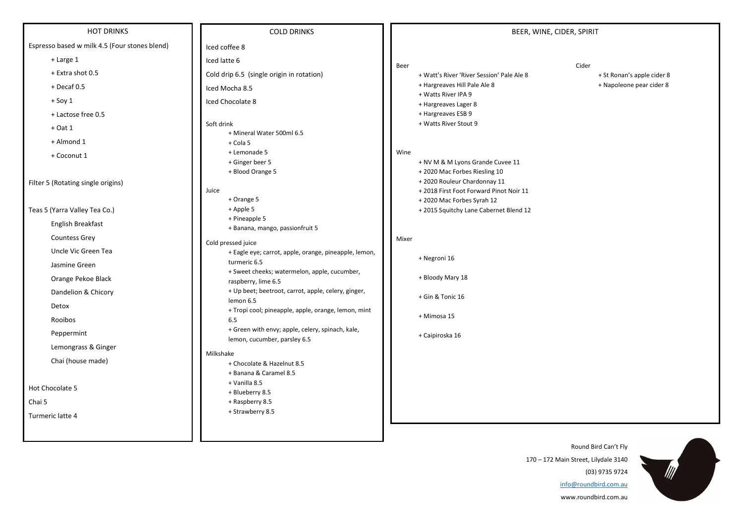## HOT DRINKS

Espresso based w milk 4.5 (Four stones blend)

- + Large 1
- + Extra shot 0.5
- + Decaf 0.5
- + Soy 1
- + Lactose free 0.5
- + Oat 1
- + Almond 1
- + Coconut 1

Filter 5 (Rotating single origins)

Teas 5 (Yarra Valley Tea Co.)

- English Breakfast
- Countess Grey
- Uncle Vic Green Tea
- Jasmine Green
- Orange Pekoe Black
- Dandelion & Chicory
- Detox
- Rooibos
- Peppermint
- Lemongrass & Ginger
- Chai (house made)

Hot Chocolate 5

Chai 5

Turmeric latte 4

## COLD DRINKS

Iced coffee 8

Iced latte 6

Cold drip 6.5 (single origin in rotation)

Iced Mocha 8.5

Iced Chocolate 8

Soft drink

- + Mineral Water 500ml 6.5
- + Cola 5
- + Lemonade 5
- + Ginger beer 5
- + Blood Orange 5

Juice

- + Orange 5
- + Apple 5
- + Pineapple 5
- + Banana, mango, passionfruit 5

Cold pressed juice

- + Eagle eye; carrot, apple, orange, pineapple, lemon, turmeric 6.5
- + Sweet cheeks; watermelon, apple, cucumber, raspberry, lime 6.5
- + Up beet; beetroot, carrot, apple, celery, ginger, lemon 6.5
- + Tropi cool; pineapple, apple, orange, lemon, mint 6.5
- + Green with envy; apple, celery, spinach, kale, lemon, cucumber, parsley 6.5

Milkshake

- + Chocolate & Hazelnut 8.5
- + Banana & Caramel 8.5
- + Vanilla 8.5
- + Blueberry 8.5
- + Raspberry 8.5
- + Strawberry 8.5

## BEER, WINE, CIDER, SPIRIT

Beer

- + Watt's River 'River Session' Pale Ale 8
- + Hargreaves Hill Pale Ale 8
- + Watts River IPA 9
- + Hargreaves Lager 8
- + Hargreaves ESB 9
- + Watts River Stout 9

Cider

- + St Ronan's apple cider 8
- + Napoleone pear cider 8

Wine

- + NV M & M Lyons Grande Cuvee 11
- + 2020 Mac Forbes Riesling 10
- + 2020 Rouleur Chardonnay 11
- + 2018 First Foot Forward Pinot Noir 11
- + 2020 Mac Forbes Syrah 12
- + 2015 Squitchy Lane Cabernet Blend 12

Mixer

- + Negroni 16
- + Bloody Mary 18
- + Gin & Tonic 16
- + Mimosa 15
- + Caipiroska 16

Round Bird Can't Fly

170 – 172 Main Street, Lilydale 3140

(03) 9735 9724

info@roundbird.com.au

www.roundbird.com.au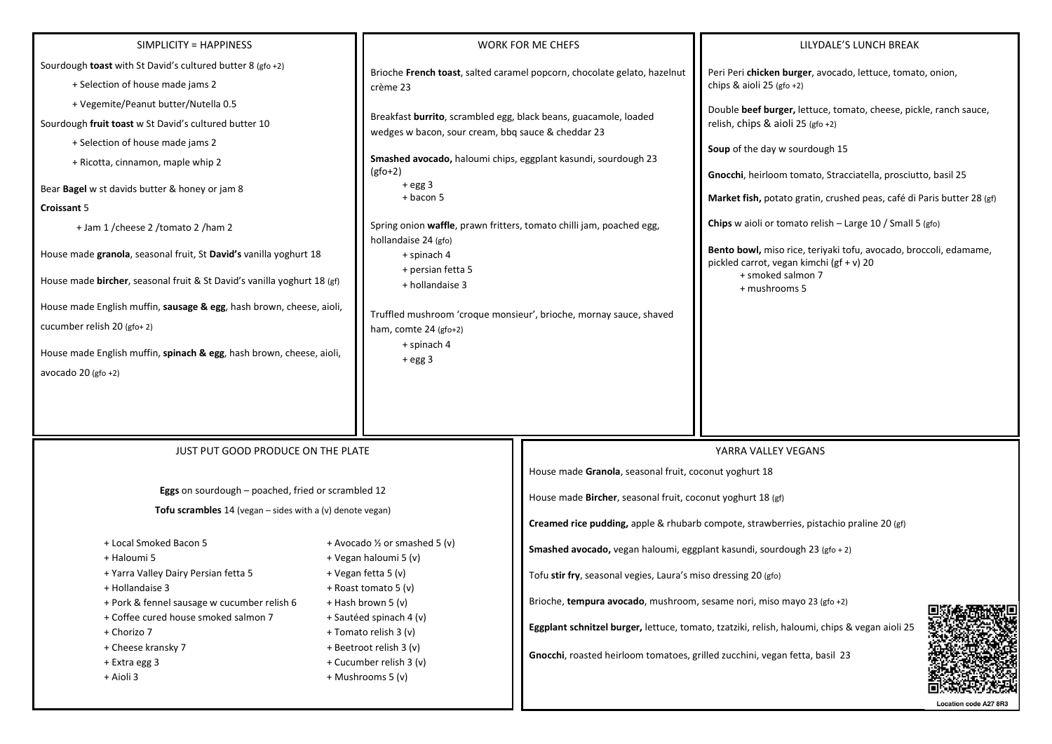## SIMPLICITY = HAPPINESS

Sourdough **toast** with St David's cultured butter 8 (gfo +2)

- + Selection of house made jams 2
- + Vegemite/Peanut butter/Nutella 0.5

Sourdough **fruit toast** w St David's cultured butter 10

- + Selection of house made jams 2
- + Ricotta, cinnamon, maple whip 2

Bear **Bagel** w st davids butter & honey or jam 8

**Croissant** 5

- + Jam 1 /cheese 2 /tomato 2 /ham 2

House made **granola**, seasonal fruit, St **David's** vanilla yoghurt 18

House made **bircher**, seasonal fruit & St David's vanilla yoghurt 18 (gf)

House made English muffin, **sausage & egg**, hash brown, cheese, aioli, cucumber relish 20 (gfo+ 2)

House made English muffin, **spinach & egg**, hash brown, cheese, aioli, avocado 20 (gfo +2)

## WORK FOR ME CHEFS

Brioche **French toast**, salted caramel popcorn, chocolate gelato, hazelnut crème 23

Breakfast **burrito**, scrambled egg, black beans, guacamole, loaded wedges w bacon, sour cream, bbq sauce & cheddar 23

**Smashed avocado,** haloumi chips, eggplant kasundi, sourdough 23 (gfo+2)

- + egg 3
- + bacon 5

Spring onion **waffle**, prawn fritters, tomato chilli jam, poached egg, hollandaise 24 (gfo)

- + spinach 4
- + persian fetta 5
- + hollandaise 3

Truffled mushroom 'croque monsieur', brioche, mornay sauce, shaved ham, comte 24 (gfo+2)

- + spinach 4
- + egg 3

## LILYDALE'S LUNCH BREAK

Peri Peri **chicken burger**, avocado, lettuce, tomato, onion, chips & aioli 25 (gfo +2)

Double **beef burger,** lettuce, tomato, cheese, pickle, ranch sauce, relish, chips & aioli 25 (gfo +2)

**Soup** of the day w sourdough 15

**Gnocchi**, heirloom tomato, Stracciatella, prosciutto, basil 25

**Market fish,** potato gratin, crushed peas, café di Paris butter 28 (gf)

**Chips** w aioli or tomato relish – Large 10 / Small 5 (gfo)

**Bento bowl,** miso rice, teriyaki tofu, avocado, broccoli, edamame, pickled carrot, vegan kimchi (gf + v) 20

- + smoked salmon 7
- + mushrooms 5

## JUST PUT GOOD PRODUCE ON THE PLATE

**Eggs** on sourdough – poached, fried or scrambled 12

**Tofu scrambles** 14 (vegan – sides with a (v) denote vegan)

- + Local Smoked Bacon 5
- + Haloumi 5
- + Yarra Valley Dairy Persian fetta 5
- + Hollandaise 3
- + Pork & fennel sausage w cucumber relish 6
- + Coffee cured house smoked salmon 7
- + Chorizo 7
- + Cheese kransky 7
- + Extra egg 3
- + Aioli 3
- + Avocado ½ or smashed 5 (v)
- + Vegan haloumi 5 (v)
- + Vegan fetta 5 (v)
- + Roast tomato 5 (v)
- + Hash brown 5 (v)
- + Sautéed spinach 4 (v)
- + Tomato relish 3 (v)
- + Beetroot relish 3 (v)
- + Cucumber relish 3 (v)
- + Mushrooms 5 (v)

## YARRA VALLEY VEGANS

House made **Granola**, seasonal fruit, coconut yoghurt 18

House made **Bircher**, seasonal fruit, coconut yoghurt 18 (gf)

**Creamed rice pudding,** apple & rhubarb compote, strawberries, pistachio praline 20 (gf)

**Smashed avocado,** vegan haloumi, eggplant kasundi, sourdough 23 (gfo + 2)

Tofu **stir fry**, seasonal vegies, Laura's miso dressing 20 (gfo)

Brioche, **tempura avocado**, mushroom, sesame nori, miso mayo 23 (gfo +2)

**Eggplant schnitzel burger,** lettuce, tomato, tzatziki, relish, haloumi, chips & vegan aioli 25

**Gnocchi**, roasted heirloom tomatoes, grilled zucchini, vegan fetta, basil 23

Location code A27 8R3